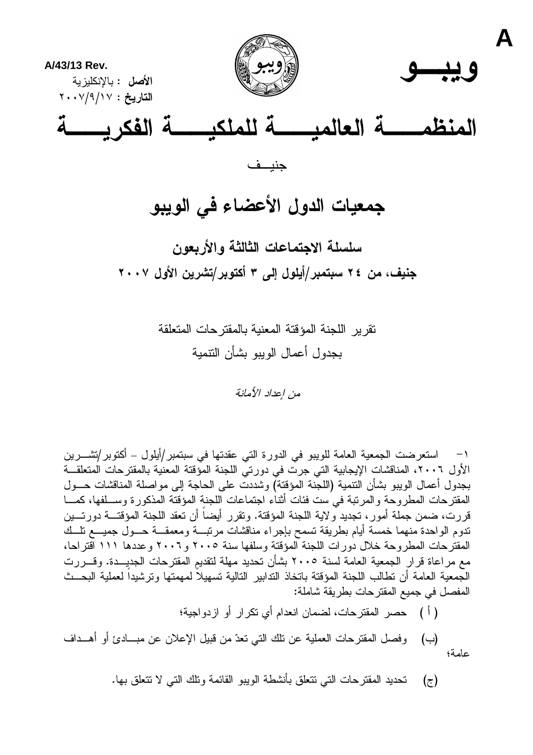A

**A/43/13 Rev.**

**الأصل :** بالإنكليزية

**التاريخ :** ٢٠٠٧/٩/١٧

**ويبــو**

# المنظمـــة العالميـــة للملكيـــة الفكريـــة

جنيــف

## جمعيات الدول الأعضاء في الويبو

### سلسلة الاجتماعات الثالثة والأربعون

### جنيف، من ٢٤ سبتمبر/أيلول إلى ٣ أكتوبر/تشرين الأول ٢٠٠٧

تقرير اللجنة المؤقتة المعنية بالمقترحات المتعلقة بجدول أعمال الويبو بشأن التنمية

*من إعداد الأمانة*

١- استعرضت الجمعية العامة للويبو في الدورة التي عقدتها في سبتمبر/أيلول – أكتوبر/تشرين الأول ٢٠٠٦، المناقشات الإيجابية التي جرت في دورتي اللجنة المؤقتة المعنية بالمقترحات المتعلقة بجدول أعمال الويبو بشأن التنمية (اللجنة المؤقتة) وشددت على الحاجة إلى مواصلة المناقشات حول المقترحات المطروحة والمرتبة في ست فئات أثناء اجتماعات اللجنة المؤقتة المذكورة وسلفها، كما قررت، ضمن جملة أمور، تجديد ولاية اللجنة المؤقتة. وتقرر أيضاً أن تعقد اللجنة المؤقتة دورتين تدوم الواحدة منهما خمسة أيام بطريقة تسمح بإجراء مناقشات مرتبة ومعمقة حول جميع تلك المقترحات المطروحة خلال دورات اللجنة المؤقتة وسلفها سنة ٢٠٠٥ و٢٠٠٦ وعددها ١١١ اقتراحا، مع مراعاة قرار الجمعية العامة لسنة ٢٠٠٥ بشأن تحديد مهلة لتقديم المقترحات الجديدة. وقررت الجمعية العامة أن تطالب اللجنة المؤقتة باتخاذ التدابير التالية تسهيلاً لمهمتها وترشيداً لعملية البحث المفصل في جميع المقترحات بطريقة شاملة:

(أ) حصر المقترحات، لضمان انعدام أي تكرار أو ازدواجية؛

(ب) وفصل المقترحات العملية عن تلك التي تعدّ من قبيل الإعلان عن مبادئ أو أهداف عامة؛

(ج) تحديد المقترحات التي تتعلق بأنشطة الويبو القائمة وتلك التي لا تتعلق بها.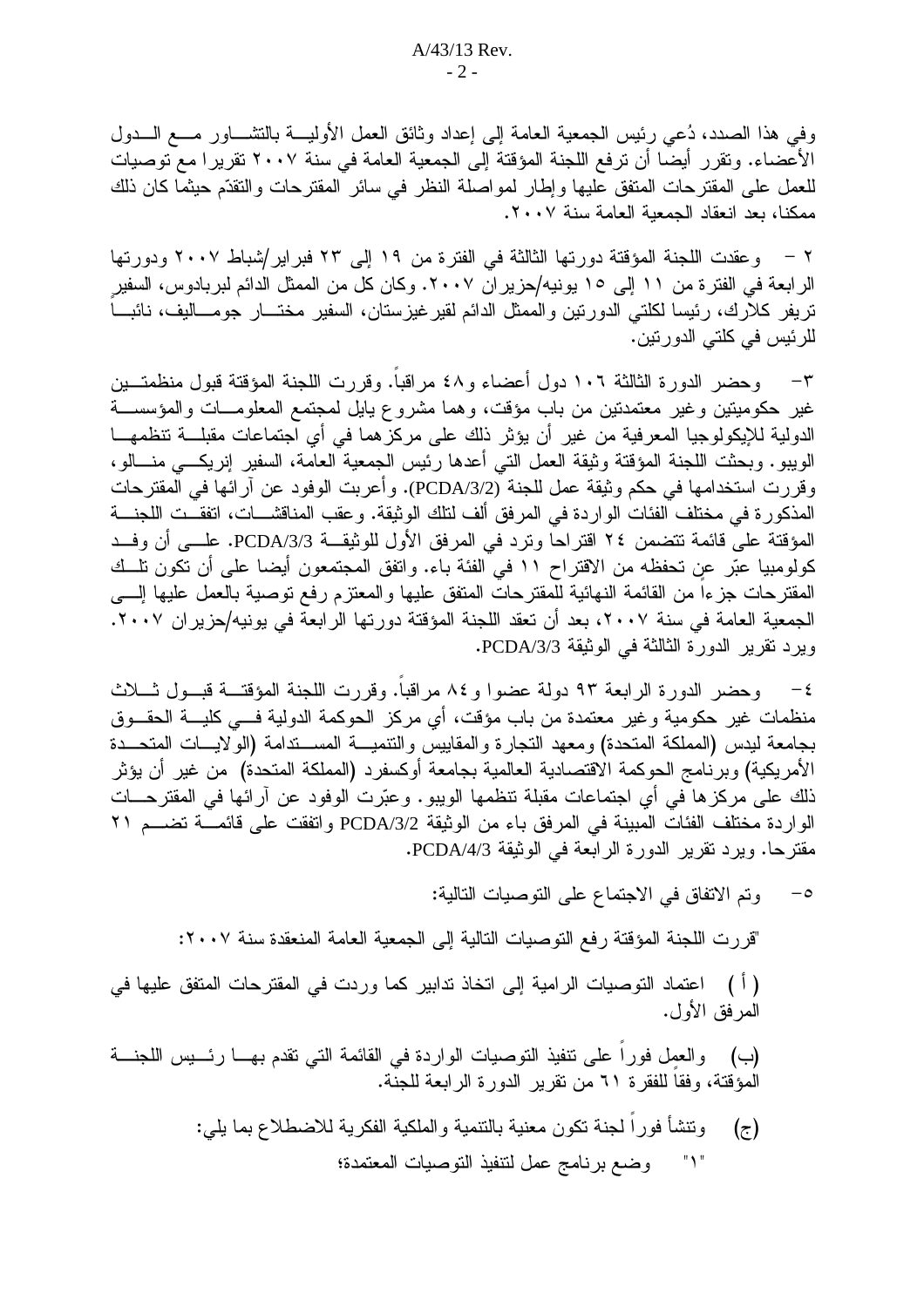وفي هذا الصدد، دُعي رئيس الجمعية العامة إلى إعداد وثائق العمل الأولية بالتشاور مع الدول الأعضاء. وتقرر أيضا أن ترفع اللجنة المؤقتة إلى الجمعية العامة في سنة ٢٠٠٧ تقريرا مع توصيات للعمل على المقترحات المتفق عليها وإطار لمواصلة النظر في سائر المقترحات والتقدّم حيثما كان ذلك ممكنا، بعد انعقاد الجمعية العامة سنة ٢٠٠٧.

٢ – وعقدت اللجنة المؤقتة دورتها الثالثة في الفترة من ١٩ إلى ٢٣ فبراير/شباط ٢٠٠٧ ودورتها الرابعة في الفترة من ١١ إلى ١٥ يونيه/حزيران ٢٠٠٧. وكان كل من الممثل الدائم لبربادوس، السفير تريفر كلارك، رئيسا لكلتي الدورتين والممثل الدائم لقيرغيزستان، السفير مختار جومالييف، نائبا للرئيس في كلتي الدورتين.

٣– وحضر الدورة الثالثة ١٠٦ دول أعضاء و٤٨ مراقباً. وقررت اللجنة المؤقتة قبول منظمتين غير حكوميتين وغير معتمدتين من باب مؤقت، وهما مشروع بايل لمجتمع المعلومات والمؤسسة الدولية للإيكولوجيا المعرفية من غير أن يؤثر ذلك على مركزهما في أي اجتماعات مقبلة تنظمها الويبو. وبحثت اللجنة المؤقتة وثيقة العمل التي أعدها رئيس الجمعية العامة، السفير إنريكي منالو، وقررت استخدامها في حكم وثيقة عمل للجنة (PCDA/3/2). وأعربت الوفود عن آرائها في المقترحات المذكورة في مختلف الفئات الواردة في المرفق ألف لتلك الوثيقة. وعقب المناقشات، اتفقت اللجنة المؤقتة على قائمة تتضمن ٢٤ اقتراحا وترد في المرفق الأول للوثيقة PCDA/3/3. على أن وفد كولومبيا عبّر عن تحفظه من الاقتراح ١١ في الفئة باء. واتفق المجتمعون أيضا على أن تكون تلك المقترحات جزءاً من القائمة النهائية للمقترحات المتفق عليها والمعتزم رفع توصية بالعمل عليها إلى الجمعية العامة في سنة ٢٠٠٧، بعد أن تعقد اللجنة المؤقتة دورتها الرابعة في يونيه/حزيران ٢٠٠٧. ويرد تقرير الدورة الثالثة في الوثيقة PCDA/3/3.

٤– وحضر الدورة الرابعة ٩٣ دولة عضوا و٨٤ مراقباً. وقررت اللجنة المؤقتة قبول ثلاث منظمات غير حكومية وغير معتمدة من باب مؤقت، أي مركز الحوكمة الدولية في كلية الحقوق بجامعة ليدس (المملكة المتحدة) ومعهد التجارة والمقاييس والتنمية المستدامة (الولايات المتحدة الأمريكية) وبرنامج الحوكمة الاقتصادية العالمية بجامعة أوكسفرد (المملكة المتحدة) من غير أن يؤثر ذلك على مركزها في أي اجتماعات مقبلة تنظمها الويبو. وعبّرت الوفود عن آرائها في المقترحات الواردة مختلف الفئات المبينة في المرفق باء من الوثيقة PCDA/3/2 واتفقت على قائمة تضم ٢١ مقترحا. ويرد تقرير الدورة الرابعة في الوثيقة PCDA/4/3.

٥– وتم الاتفاق في الاجتماع على التوصيات التالية:

"قررت اللجنة المؤقتة رفع التوصيات التالية إلى الجمعية العامة المنعقدة سنة ٢٠٠٧:

(أ) اعتماد التوصيات الرامية إلى اتخاذ تدابير كما وردت في المقترحات المتفق عليها في المرفق الأول.

(ب) والعمل فوراً على تنفيذ التوصيات الواردة في القائمة التي تقدم بها رئيس اللجنة المؤقتة، وفقاً للفقرة ٦١ من تقرير الدورة الرابعة للجنة.

(ج) وتنشأ فوراً لجنة تكون معنية بالتنمية والملكية الفكرية للاضطلاع بما يلي:

"١" وضع برنامج عمل لتنفيذ التوصيات المعتمدة؛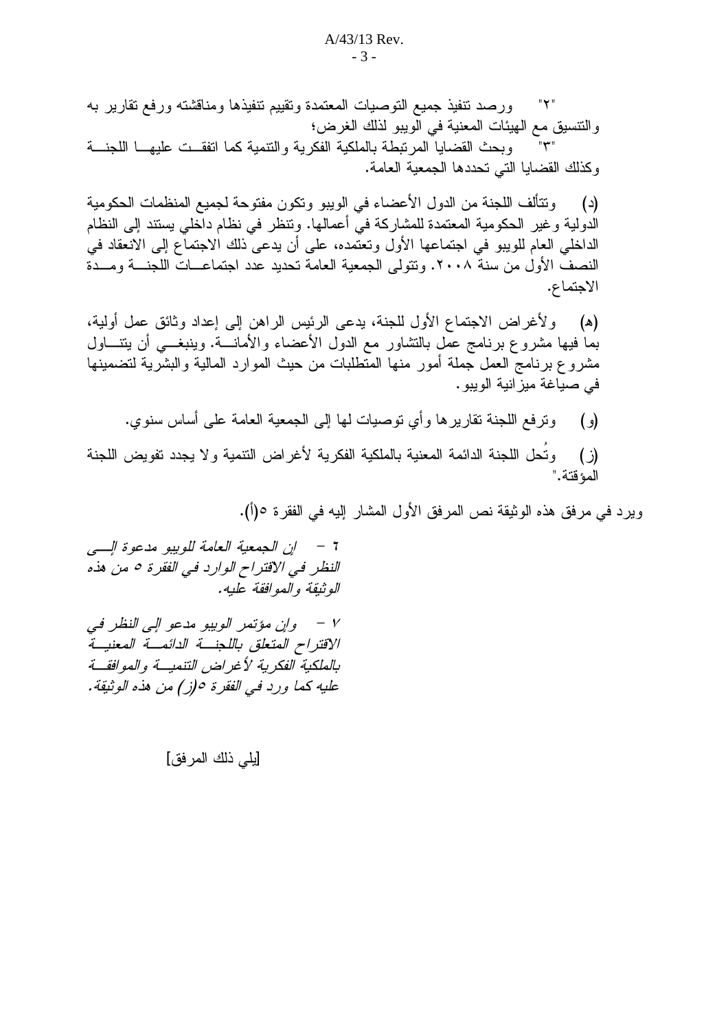"٢" ورصد تنفيذ جميع التوصيات المعتمدة وتقييم تنفيذها ومناقشته ورفع تقارير به والتنسيق مع الهيئات المعنية في الويبو لذلك الغرض؛

"٣" وبحث القضايا المرتبطة بالملكية الفكرية والتنمية كما اتفقت عليها اللجنة وكذلك القضايا التي تحددها الجمعية العامة.

(د) وتتألف اللجنة من الدول الأعضاء في الويبو وتكون مفتوحة لجميع المنظمات الحكومية الدولية وغير الحكومية المعتمدة للمشاركة في أعمالها. وتنظر في نظام داخلي يستند إلى النظام الداخلي العام للويبو في اجتماعها الأول وتعتمده، على أن يدعى ذلك الاجتماع إلى الانعقاد في النصف الأول من سنة ٢٠٠٨. وتتولى الجمعية العامة تحديد عدد اجتماعات اللجنة ومدة الاجتماع.

(هـ) ولأغراض الاجتماع الأول للجنة، يدعى الرئيس الراهن إلى إعداد وثائق عمل أولية، بما فيها مشروع برنامج عمل بالتشاور مع الدول الأعضاء والأمانة. وينبغي أن يتناول مشروع برنامج العمل جملة أمور منها المتطلبات من حيث الموارد المالية والبشرية لتضمينها في صياغة ميزانية الويبو.

(و) وترفع اللجنة تقاريرها وأي توصيات لها إلى الجمعية العامة على أساس سنوي.

(ز) وتُحل اللجنة الدائمة المعنية بالملكية الفكرية لأغراض التنمية ولا يجدد تفويض اللجنة المؤقتة."

ويرد في مرفق هذه الوثيقة نص المرفق الأول المشار إليه في الفقرة ٥(أ).

*٦ - إن الجمعية العامة للويبو مدعوة إلى النظر في الاقتراح الوارد في الفقرة ٥ من هذه الوثيقة والموافقة عليه.*

*٧ - وإن مؤتمر الويبو مدعو إلى النظر في الاقتراح المتعلق باللجنة الدائمة المعنية بالملكية الفكرية لأغراض التنمية والموافقة عليه كما ورد في الفقرة ٥(ز) من هذه الوثيقة.*

[يلي ذلك المرفق]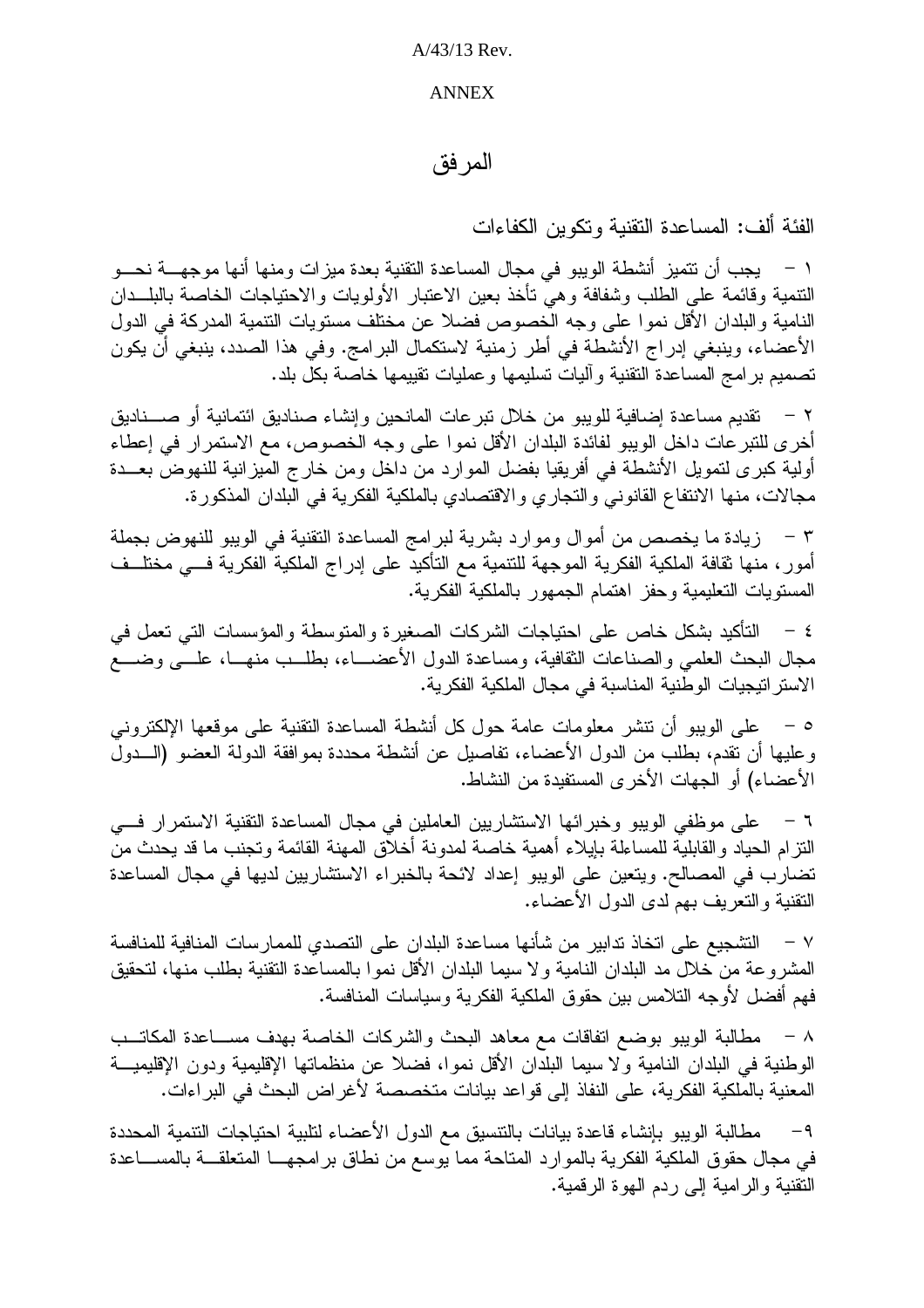A/43/13 Rev.

ANNEX

# المرفق

## الفئة ألف: المساعدة التقنية وتكوين الكفاءات

١ – يجب أن تتميز أنشطة الويبو في مجال المساعدة التقنية بعدة ميزات ومنها أنها موجهة نحو التنمية وقائمة على الطلب وشفافة وهي تأخذ بعين الاعتبار الأولويات والاحتياجات الخاصة بالبلدان النامية والبلدان الأقل نموا على وجه الخصوص فضلا عن مختلف مستويات التنمية المدركة في الدول الأعضاء، وينبغي إدراج الأنشطة في أطر زمنية لاستكمال البرامج. وفي هذا الصدد، ينبغي أن يكون تصميم برامج المساعدة التقنية وآليات تسليمها وعمليات تقييمها خاصة بكل بلد.

٢ – تقديم مساعدة إضافية للويبو من خلال تبرعات المانحين وإنشاء صناديق ائتمانية أو صناديق أخرى للتبرعات داخل الويبو لفائدة البلدان الأقل نموا على وجه الخصوص، مع الاستمرار في إعطاء أولية كبرى لتمويل الأنشطة في أفريقيا بفضل الموارد من داخل ومن خارج الميزانية للنهوض بعدة مجالات، منها الانتفاع القانوني والتجاري والاقتصادي بالملكية الفكرية في البلدان المذكورة.

٣ – زيادة ما يخصص من أموال وموارد بشرية لبرامج المساعدة التقنية في الويبو للنهوض بجملة أمور، منها ثقافة الملكية الفكرية الموجهة للتنمية مع التأكيد على إدراج الملكية الفكرية في مختلف المستويات التعليمية وحفز اهتمام الجمهور بالملكية الفكرية.

٤ – التأكيد بشكل خاص على احتياجات الشركات الصغيرة والمتوسطة والمؤسسات التي تعمل في مجال البحث العلمي والصناعات الثقافية، ومساعدة الدول الأعضاء، بطلب منها، على وضع الاستراتيجيات الوطنية المناسبة في مجال الملكية الفكرية.

٥ – على الويبو أن تنشر معلومات عامة حول كل أنشطة المساعدة التقنية على موقعها الإلكتروني وعليها أن تقدم، بطلب من الدول الأعضاء، تفاصيل عن أنشطة محددة بموافقة الدولة العضو (الدول الأعضاء) أو الجهات الأخرى المستفيدة من النشاط.

٦ – على موظفي الويبو وخبرائها الاستشاريين العاملين في مجال المساعدة التقنية الاستمرار في التزام الحياد والقابلية للمساءلة بإيلاء أهمية خاصة لمدونة أخلاق المهنة القائمة وتجنب ما قد يحدث من تضارب في المصالح. ويتعين على الويبو إعداد لائحة بالخبراء الاستشاريين لديها في مجال المساعدة التقنية والتعريف بهم لدى الدول الأعضاء.

٧ – التشجيع على اتخاذ تدابير من شأنها مساعدة البلدان على التصدي للممارسات المنافية للمنافسة المشروعة من خلال مد البلدان النامية ولا سيما البلدان الأقل نموا بالمساعدة التقنية بطلب منها، لتحقيق فهم أفضل لأوجه التلامس بين حقوق الملكية الفكرية وسياسات المنافسة.

٨ – مطالبة الويبو بوضع اتفاقات مع معاهد البحث والشركات الخاصة بهدف مساعدة المكاتب الوطنية في البلدان النامية ولا سيما البلدان الأقل نموا، فضلا عن منظماتها الإقليمية ودون الإقليمية المعنية بالملكية الفكرية، على النفاذ إلى قواعد بيانات متخصصة لأغراض البحث في البراءات.

٩– مطالبة الويبو بإنشاء قاعدة بيانات بالتنسيق مع الدول الأعضاء لتلبية احتياجات التنمية المحددة في مجال حقوق الملكية الفكرية بالموارد المتاحة مما يوسع من نطاق برامجها المتعلقة بالمساعدة التقنية والرامية إلى ردم الهوة الرقمية.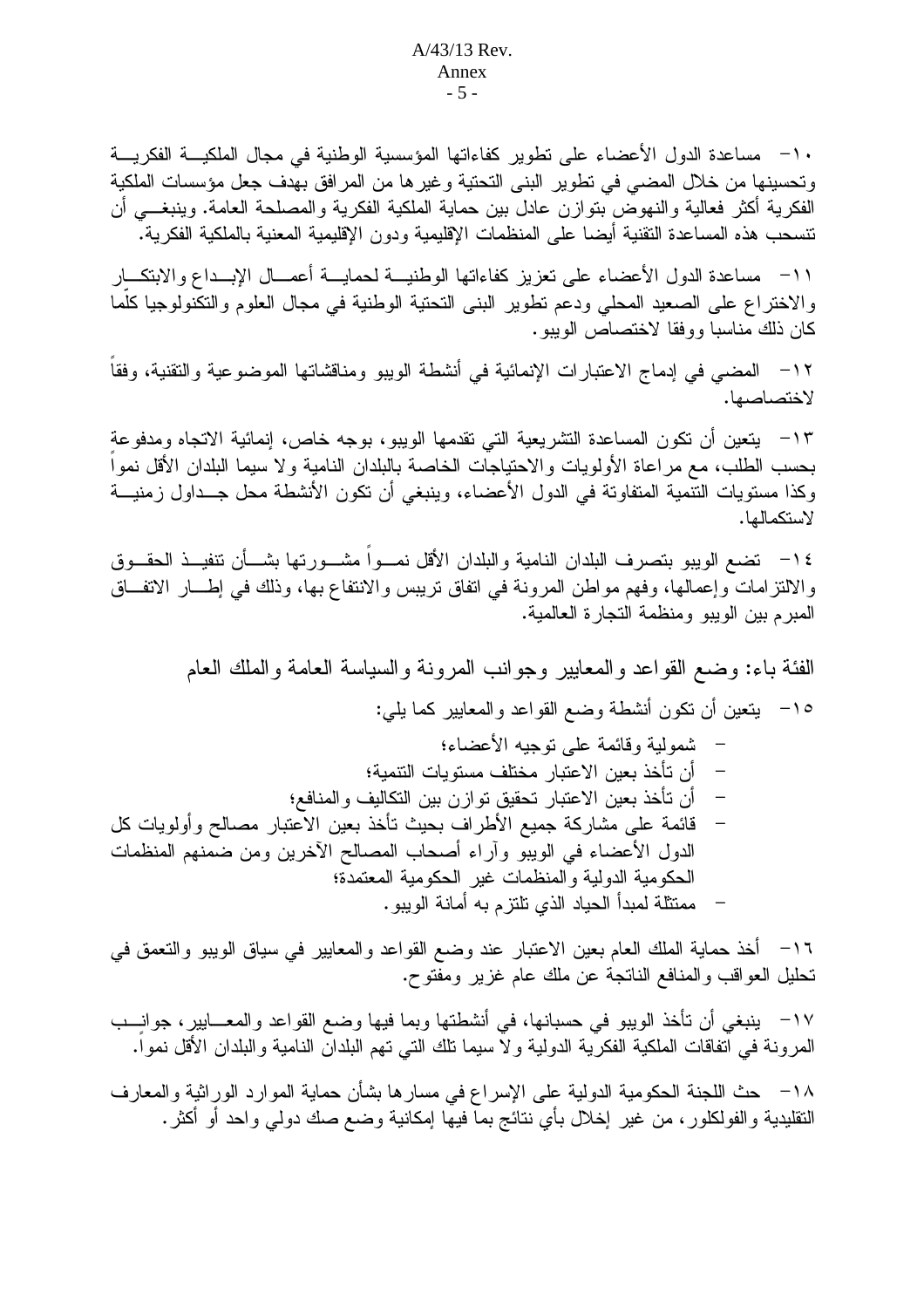١٠- مساعدة الدول الأعضاء على تطوير كفاءاتها المؤسسية الوطنية في مجال الملكية الفكرية وتحسينها من خلال المضي في تطوير البنى التحتية وغيرها من المرافق بهدف جعل مؤسسات الملكية الفكرية أكثر فعالية والنهوض بتوازن عادل بين حماية الملكية الفكرية والمصلحة العامة. وينبغي أن تنسحب هذه المساعدة التقنية أيضا على المنظمات الإقليمية ودون الإقليمية المعنية بالملكية الفكرية.

١١- مساعدة الدول الأعضاء على تعزيز كفاءاتها الوطنية لحماية أعمال الإبداع والابتكار والاختراع على الصعيد المحلي ودعم تطوير البنى التحتية الوطنية في مجال العلوم والتكنولوجيا كلّما كان ذلك مناسبا ووفقا لاختصاص الويبو.

١٢- المضي في إدماج الاعتبارات الإنمائية في أنشطة الويبو ومناقشاتها الموضوعية والتقنية، وفقاً لاختصاصها.

١٣- يتعين أن تكون المساعدة التشريعية التي تقدمها الويبو، بوجه خاص، إنمائية الاتجاه ومدفوعة بحسب الطلب، مع مراعاة الأولويات والاحتياجات الخاصة بالبلدان النامية ولا سيما البلدان الأقل نمواً وكذا مستويات التنمية المتفاوتة في الدول الأعضاء، وينبغي أن تكون الأنشطة محل جداول زمنية لاستكمالها.

١٤- تضع الويبو بتصرف البلدان النامية والبلدان الأقل نمواً مشورتها بشأن تنفيذ الحقوق والالتزامات وإعمالها، وفهم مواطن المرونة في اتفاق تريبس والانتفاع بها، وذلك في إطار الاتفاق المبرم بين الويبو ومنظمة التجارة العالمية.

## الفئة باء: وضع القواعد والمعايير وجوانب المرونة والسياسة العامة والملك العام

١٥- يتعين أن تكون أنشطة وضع القواعد والمعايير كما يلي:

- شمولية وقائمة على توجيه الأعضاء؛
- أن تأخذ بعين الاعتبار مختلف مستويات التنمية؛
- أن تأخذ بعين الاعتبار تحقيق توازن بين التكاليف والمنافع؛
- قائمة على مشاركة جميع الأطراف بحيث تأخذ بعين الاعتبار مصالح وأولويات كل الدول الأعضاء في الويبو وآراء أصحاب المصالح الآخرين ومن ضمنهم المنظمات الحكومية الدولية والمنظمات غير الحكومية المعتمدة؛
- ممتثلة لمبدأ الحياد الذي تلتزم به أمانة الويبو.

١٦- أخذ حماية الملك العام بعين الاعتبار عند وضع القواعد والمعايير في سياق الويبو والتعمق في تحليل العواقب والمنافع الناتجة عن ملك عام غزير ومفتوح.

١٧- ينبغي أن تأخذ الويبو في حسبانها، في أنشطتها وبما فيها وضع القواعد والمعايير، جوانب المرونة في اتفاقات الملكية الفكرية الدولية ولا سيما تلك التي تهم البلدان النامية والبلدان الأقل نمواً.

١٨- حث اللجنة الحكومية الدولية على الإسراع في مسارها بشأن حماية الموارد الوراثية والمعارف التقليدية والفولكلور، من غير إخلال بأي نتائج بما فيها إمكانية وضع صك دولي واحد أو أكثر.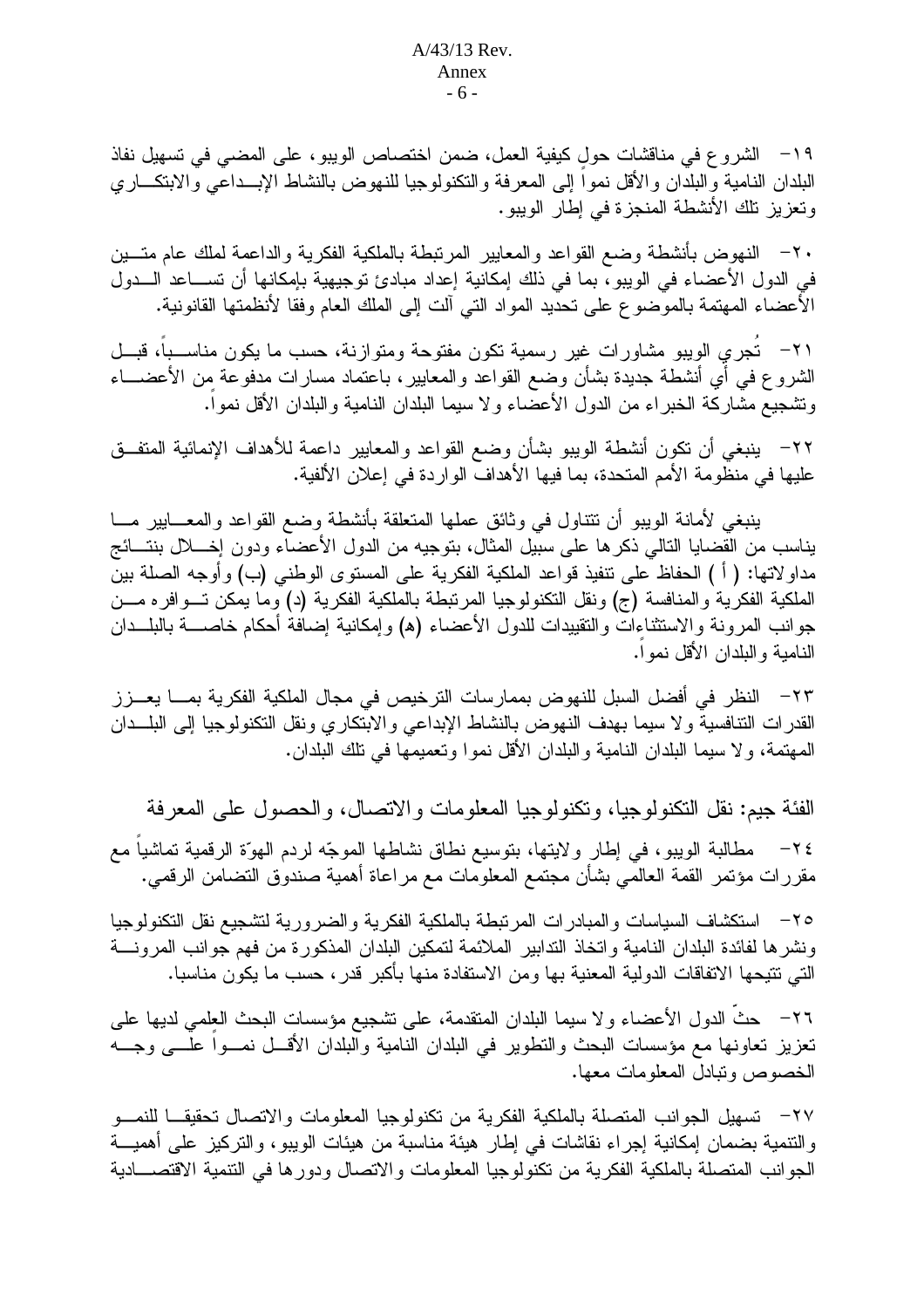١٩- الشروع في مناقشات حول كيفية العمل، ضمن اختصاص الويبو، على المضي في تسهيل نفاذ البلدان النامية والبلدان والأقل نمواً إلى المعرفة والتكنولوجيا للنهوض بالنشاط الإبداعي والابتكاري وتعزيز تلك الأنشطة المنجزة في إطار الويبو.

٢٠- النهوض بأنشطة وضع القواعد والمعايير المرتبطة بالملكية الفكرية والداعمة لملك عام متين في الدول الأعضاء في الويبو، بما في ذلك إمكانية إعداد مبادئ توجيهية بإمكانها أن تساعد الدول الأعضاء المهتمة بالموضوع على تحديد المواد التي آلت إلى الملك العام وفقا لأنظمتها القانونية.

٢١- تُجري الويبو مشاورات غير رسمية تكون مفتوحة ومتوازنة، حسب ما يكون مناسباً، قبل الشروع في أي أنشطة جديدة بشأن وضع القواعد والمعايير، باعتماد مسارات مدفوعة من الأعضاء وتشجيع مشاركة الخبراء من الدول الأعضاء ولا سيما البلدان النامية والبلدان الأقل نمواً.

٢٢- ينبغي أن تكون أنشطة الويبو بشأن وضع القواعد والمعايير داعمة للأهداف الإنمائية المتفق عليها في منظومة الأمم المتحدة، بما فيها الأهداف الواردة في إعلان الألفية.

ينبغي لأمانة الويبو أن تتناول في وثائق عملها المتعلقة بأنشطة وضع القواعد والمعايير ما يناسب من القضايا التالي ذكرها على سبيل المثال، بتوجيه من الدول الأعضاء ودون إخلال بنتائج مداولاتها: (أ) الحفاظ على تنفيذ قواعد الملكية الفكرية على المستوى الوطني (ب) وأوجه الصلة بين الملكية الفكرية والمنافسة (ج) ونقل التكنولوجيا المرتبطة بالملكية الفكرية (د) وما يمكن توافره من جوانب المرونة والاستثناءات والتقييدات للدول الأعضاء (هـ) وإمكانية إضافة أحكام خاصة بالبلدان النامية والبلدان الأقل نمواً.

٢٣- النظر في أفضل السبل للنهوض بممارسات الترخيص في مجال الملكية الفكرية بما يعزز القدرات التنافسية ولا سيما بهدف النهوض بالنشاط الإبداعي والابتكاري ونقل التكنولوجيا إلى البلدان المهتمة، ولا سيما البلدان النامية والبلدان الأقل نموا وتعميمها في تلك البلدان.

## الفئة جيم: نقل التكنولوجيا، وتكنولوجيا المعلومات والاتصال، والحصول على المعرفة

٢٤- مطالبة الويبو، في إطار ولايتها، بتوسيع نطاق نشاطها الموجّه لردم الهوّة الرقمية تماشياً مع مقررات مؤتمر القمة العالمي بشأن مجتمع المعلومات مع مراعاة أهمية صندوق التضامن الرقمي.

٢٥- استكشاف السياسات والمبادرات المرتبطة بالملكية الفكرية والضرورية لتشجيع نقل التكنولوجيا ونشرها لفائدة البلدان النامية واتخاذ التدابير الملائمة لتمكين البلدان المذكورة من فهم جوانب المرونة التي تتيحها الاتفاقات الدولية المعنية بها ومن الاستفادة منها بأكبر قدر، حسب ما يكون مناسبا.

٢٦- حثّ الدول الأعضاء ولا سيما البلدان المتقدمة، على تشجيع مؤسسات البحث العلمي لديها على تعزيز تعاونها مع مؤسسات البحث والتطوير في البلدان النامية والبلدان الأقل نمواً على وجه الخصوص وتبادل المعلومات معها.

٢٧- تسهيل الجوانب المتصلة بالملكية الفكرية من تكنولوجيا المعلومات والاتصال تحقيقا للنمو والتنمية بضمان إمكانية إجراء نقاشات في إطار هيئة مناسبة من هيئات الويبو، والتركيز على أهمية الجوانب المتصلة بالملكية الفكرية من تكنولوجيا المعلومات والاتصال ودورها في التنمية الاقتصادية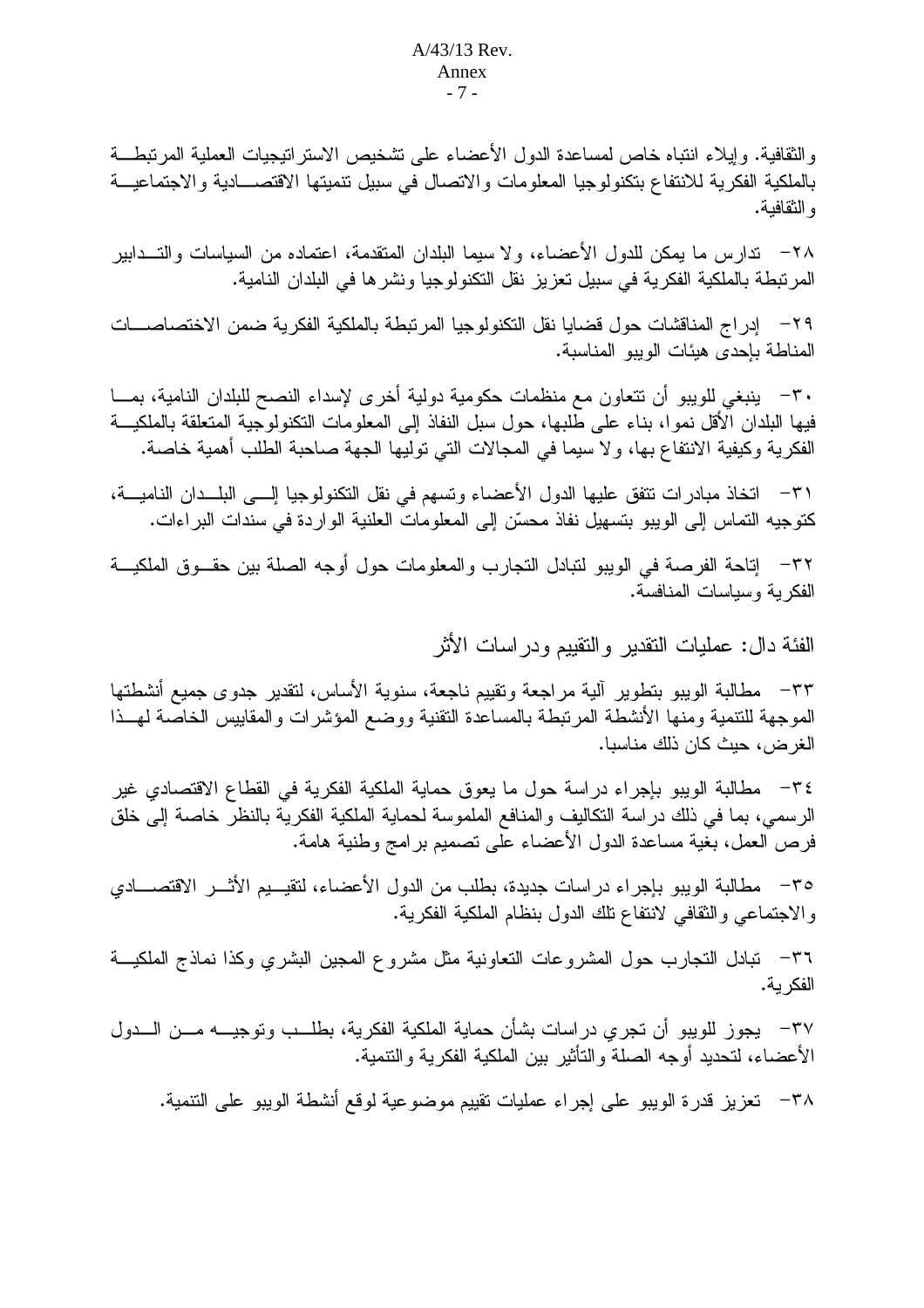والثقافية. وإيلاء انتباه خاص لمساعدة الدول الأعضاء على تشخيص الاستراتيجيات العملية المرتبطة بالملكية الفكرية للانتفاع بتكنولوجيا المعلومات والاتصال في سبيل تنميتها الاقتصادية والاجتماعية والثقافية.

٢٨- تدارس ما يمكن للدول الأعضاء، ولا سيما البلدان المتقدمة، اعتماده من السياسات والتدابير المرتبطة بالملكية الفكرية في سبيل تعزيز نقل التكنولوجيا ونشرها في البلدان النامية.

٢٩- إدراج المناقشات حول قضايا نقل التكنولوجيا المرتبطة بالملكية الفكرية ضمن الاختصاصات المناطة بإحدى هيئات الويبو المناسبة.

٣٠- ينبغي للويبو أن تتعاون مع منظمات حكومية دولية أخرى لإسداء النصح للبلدان النامية، بما فيها البلدان الأقل نموا، بناء على طلبها، حول سبل النفاذ إلى المعلومات التكنولوجية المتعلقة بالملكية الفكرية وكيفية الانتفاع بها، ولا سيما في المجالات التي توليها الجهة صاحبة الطلب أهمية خاصة.

٣١- اتخاذ مبادرات تتفق عليها الدول الأعضاء وتسهم في نقل التكنولوجيا إلى البلدان النامية، كتوجيه التماس إلى الويبو بتسهيل نفاذ محسّن إلى المعلومات العلنية الواردة في سندات البراءات.

٣٢- إتاحة الفرصة في الويبو لتبادل التجارب والمعلومات حول أوجه الصلة بين حقوق الملكية الفكرية وسياسات المنافسة.

## الفئة دال: عمليات التقدير والتقييم ودراسات الأثر

٣٣- مطالبة الويبو بتطوير آلية مراجعة وتقييم ناجعة، سنوية الأساس، لتقدير جدوى جميع أنشطتها الموجهة للتنمية ومنها الأنشطة المرتبطة بالمساعدة التقنية ووضع المؤشرات والمقاييس الخاصة لهذا الغرض، حيث كان ذلك مناسبا.

٣٤- مطالبة الويبو بإجراء دراسة حول ما يعوق حماية الملكية الفكرية في القطاع الاقتصادي غير الرسمي، بما في ذلك دراسة التكاليف والمنافع الملموسة لحماية الملكية الفكرية بالنظر خاصة إلى خلق فرص العمل، بغية مساعدة الدول الأعضاء على تصميم برامج وطنية هامة.

٣٥- مطالبة الويبو بإجراء دراسات جديدة، بطلب من الدول الأعضاء، لتقييم الأثر الاقتصادي والاجتماعي والثقافي لانتفاع تلك الدول بنظام الملكية الفكرية.

٣٦- تبادل التجارب حول المشروعات التعاونية مثل مشروع المجين البشري وكذا نماذج الملكية الفكرية.

٣٧- يجوز للويبو أن تجري دراسات بشأن حماية الملكية الفكرية، بطلب وتوجيه من الدول الأعضاء، لتحديد أوجه الصلة والتأثير بين الملكية الفكرية والتنمية.

٣٨- تعزيز قدرة الويبو على إجراء عمليات تقييم موضوعية لوقع أنشطة الويبو على التنمية.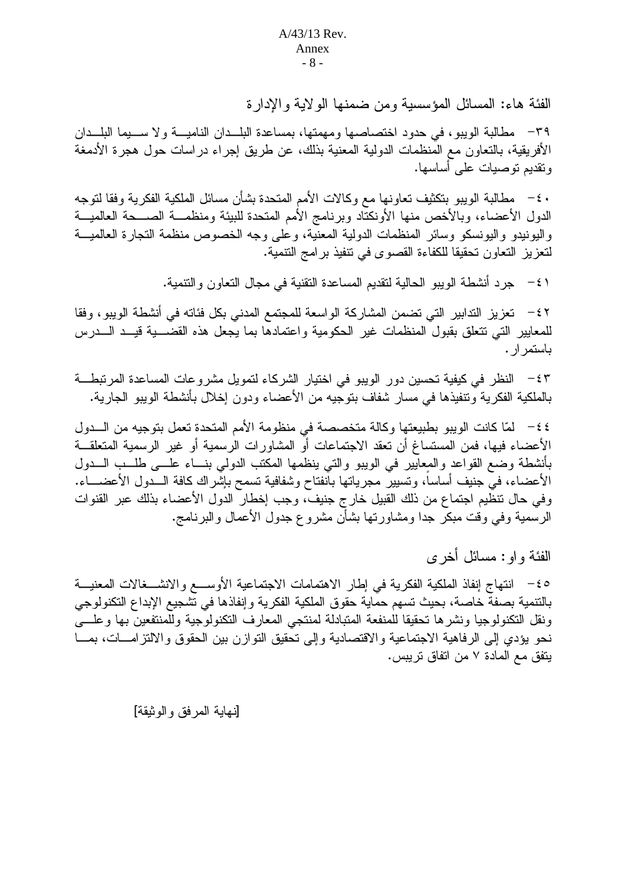## الفئة هاء: المسائل المؤسسية ومن ضمنها الولاية والإدارة

٣٩- مطالبة الويبو، في حدود اختصاصها ومهمتها، بمساعدة البلدان النامية ولا سيما البلدان الأفريقية، بالتعاون مع المنظمات الدولية المعنية بذلك، عن طريق إجراء دراسات حول هجرة الأدمغة وتقديم توصيات على أساسها.

٤٠- مطالبة الويبو بتكثيف تعاونها مع وكالات الأمم المتحدة بشأن مسائل الملكية الفكرية وفقا لتوجه الدول الأعضاء، وبالأخص منها الأونكتاد وبرنامج الأمم المتحدة للبيئة ومنظمة الصحة العالمية واليونيدو واليونسكو وسائر المنظمات الدولية المعنية، وعلى وجه الخصوص منظمة التجارة العالمية لتعزيز التعاون تحقيقا للكفاءة القصوى في تنفيذ برامج التنمية.

٤١- جرد أنشطة الويبو الحالية لتقديم المساعدة التقنية في مجال التعاون والتنمية.

٤٢- تعزيز التدابير التي تضمن المشاركة الواسعة للمجتمع المدني بكل فئاته في أنشطة الويبو، وفقا للمعايير التي تتعلق بقبول المنظمات غير الحكومية واعتمادها بما يجعل هذه القضية قيد الدرس باستمرار.

٤٣- النظر في كيفية تحسين دور الويبو في اختيار الشركاء لتمويل مشروعات المساعدة المرتبطة بالملكية الفكرية وتنفيذها في مسار شفاف بتوجيه من الأعضاء ودون إخلال بأنشطة الويبو الجارية.

٤٤- لمّا كانت الويبو بطبيعتها وكالة متخصصة في منظومة الأمم المتحدة تعمل بتوجيه من الدول الأعضاء فيها، فمن المستساغ أن تعقد الاجتماعات أو المشاورات الرسمية أو غير الرسمية المتعلقة بأنشطة وضع القواعد والمعايير في الويبو والتي ينظمها المكتب الدولي بناء على طلب الدول الأعضاء، في جنيف أساساً، وتسيير مجرياتها بانفتاح وشفافية تسمح بإشراك كافة الدول الأعضاء. وفي حال تنظيم اجتماع من ذلك القبيل خارج جنيف، وجب إخطار الدول الأعضاء بذلك عبر القنوات الرسمية وفي وقت مبكر جدا ومشاورتها بشأن مشروع جدول الأعمال والبرنامج.

## الفئة واو: مسائل أخرى

٤٥- انتهاج إنفاذ الملكية الفكرية في إطار الاهتمامات الاجتماعية الأوسع والانشغالات المعنية بالتنمية بصفة خاصة، بحيث تسهم حماية حقوق الملكية الفكرية وإنفاذها في تشجيع الإبداع التكنولوجي ونقل التكنولوجيا ونشرها تحقيقا للمنفعة المتبادلة لمنتجي المعارف التكنولوجية وللمنتفعين بها وعلى نحو يؤدي إلى الرفاهية الاجتماعية والاقتصادية وإلى تحقيق التوازن بين الحقوق والالتزامات، بما يتفق مع المادة ٧ من اتفاق تريبس.

[نهاية المرفق والوثيقة]